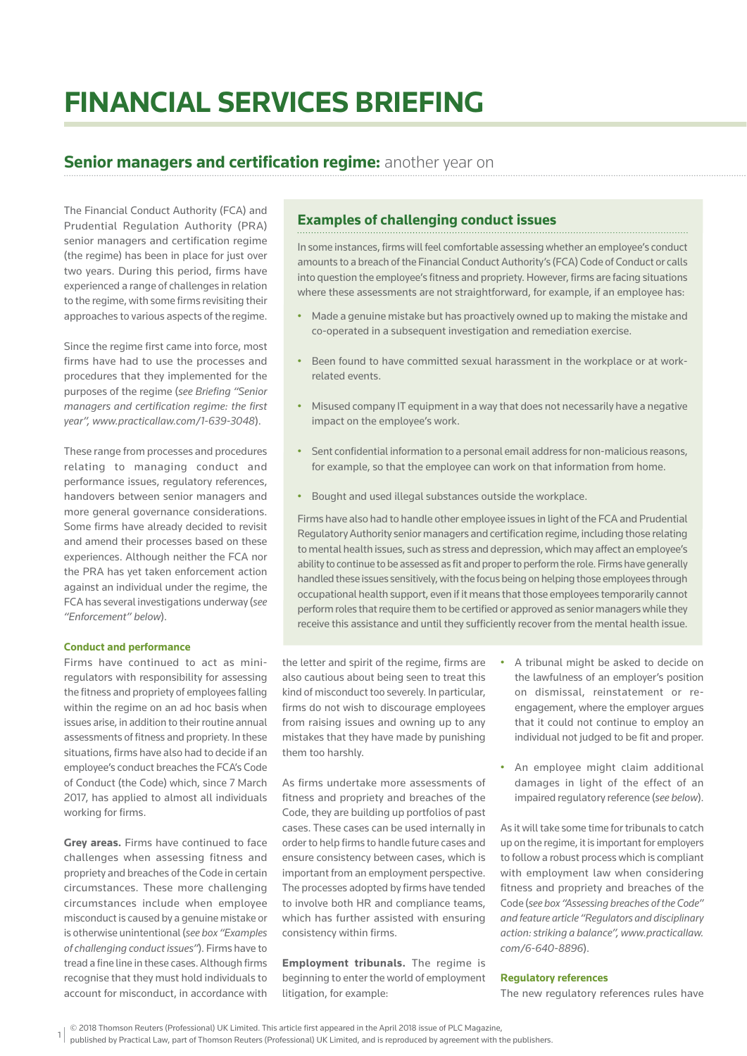# FINANCIAL SERVICES BRIEFING

## **Senior managers and certification regime:** another year on

The Financial Conduct Authority (FCA) and Prudential Regulation Authority (PRA) senior managers and certification regime (the regime) has been in place for just over two years. During this period, firms have experienced a range of challenges in relation to the regime, with some firms revisiting their approaches to various aspects of the regime.

Since the regime first came into force, most firms have had to use the processes and procedures that they implemented for the purposes of the regime (*see Briefing "Senior managers and certification regime: the first year", www.practicallaw.com/1-639-3048*).

These range from processes and procedures relating to managing conduct and performance issues, regulatory references, handovers between senior managers and more general governance considerations. Some firms have already decided to revisit and amend their processes based on these experiences. Although neither the FCA nor the PRA has yet taken enforcement action against an individual under the regime, the FCA has several investigations underway (*see "Enforcement" below*).

### Conduct and performance

Firms have continued to act as mini-regulators with responsibility for assessing the fitness and propriety of employees falling within the regime on an ad hoc basis when issues arise, in addition to their routine annual assessments of fitness and propriety. In these situations, firms have also had to decide if an employee's conduct breaches the FCA's Code of Conduct (the Code) which, since 7 March 2017, has applied to almost all individuals working for firms.

**Grey areas.** Firms have continued to face challenges when assessing fitness and propriety and breaches of the Code in certain circumstances. These more challenging circumstances include when employee misconduct is caused by a genuine mistake or is otherwise unintentional (*see box "Examples of challenging conduct issues"*). Firms have to tread a fine line in these cases. Although firms recognise that they must hold individuals to account for misconduct, in accordance with the letter and spirit of the regime, firms are also cautious about being seen to treat this kind of misconduct too severely. In particular, firms do not wish to discourage employees from raising issues and owning up to any mistakes that they have made by punishing them too harshly.

As firms undertake more assessments of fitness and propriety and breaches of the Code, they are building up portfolios of past cases. These cases can be used internally in order to help firms to handle future cases and ensure consistency between cases, which is important from an employment perspective. The processes adopted by firms have tended to involve both HR and compliance teams, which has further assisted with ensuring consistency within firms.

**Employment tribunals.** The regime is beginning to enter the world of employment litigation, for example:

- A tribunal might be asked to decide on the lawfulness of an employer's position on dismissal, reinstatement or re-engagement, where the employer argues that it could not continue to employ an individual not judged to be fit and proper.
- An employee might claim additional damages in light of the effect of an impaired regulatory reference (*see below*).

As it will take some time for tribunals to catch up on the regime, it is important for employers to follow a robust process which is compliant with employment law when considering fitness and propriety and breaches of the Code (*see box "Assessing breaches of the Code" and feature article "Regulators and disciplinary action: striking a balance", www.practicallaw.com/6-640-8896*).

### Regulatory references

The new regulatory references rules have

---

### Examples of challenging conduct issues

In some instances, firms will feel comfortable assessing whether an employee's conduct amounts to a breach of the Financial Conduct Authority's (FCA) Code of Conduct or calls into question the employee's fitness and propriety. However, firms are facing situations where these assessments are not straightforward, for example, if an employee has:

- Made a genuine mistake but has proactively owned up to making the mistake and co-operated in a subsequent investigation and remediation exercise.
- Been found to have committed sexual harassment in the workplace or at work-related events.
- Misused company IT equipment in a way that does not necessarily have a negative impact on the employee's work.
- Sent confidential information to a personal email address for non-malicious reasons, for example, so that the employee can work on that information from home.
- Bought and used illegal substances outside the workplace.

Firms have also had to handle other employee issues in light of the FCA and Prudential Regulatory Authority senior managers and certification regime, including those relating to mental health issues, such as stress and depression, which may affect an employee's ability to continue to be assessed as fit and proper to perform the role. Firms have generally handled these issues sensitively, with the focus being on helping those employees through occupational health support, even if it means that those employees temporarily cannot perform roles that require them to be certified or approved as senior managers while they receive this assistance and until they sufficiently recover from the mental health issue.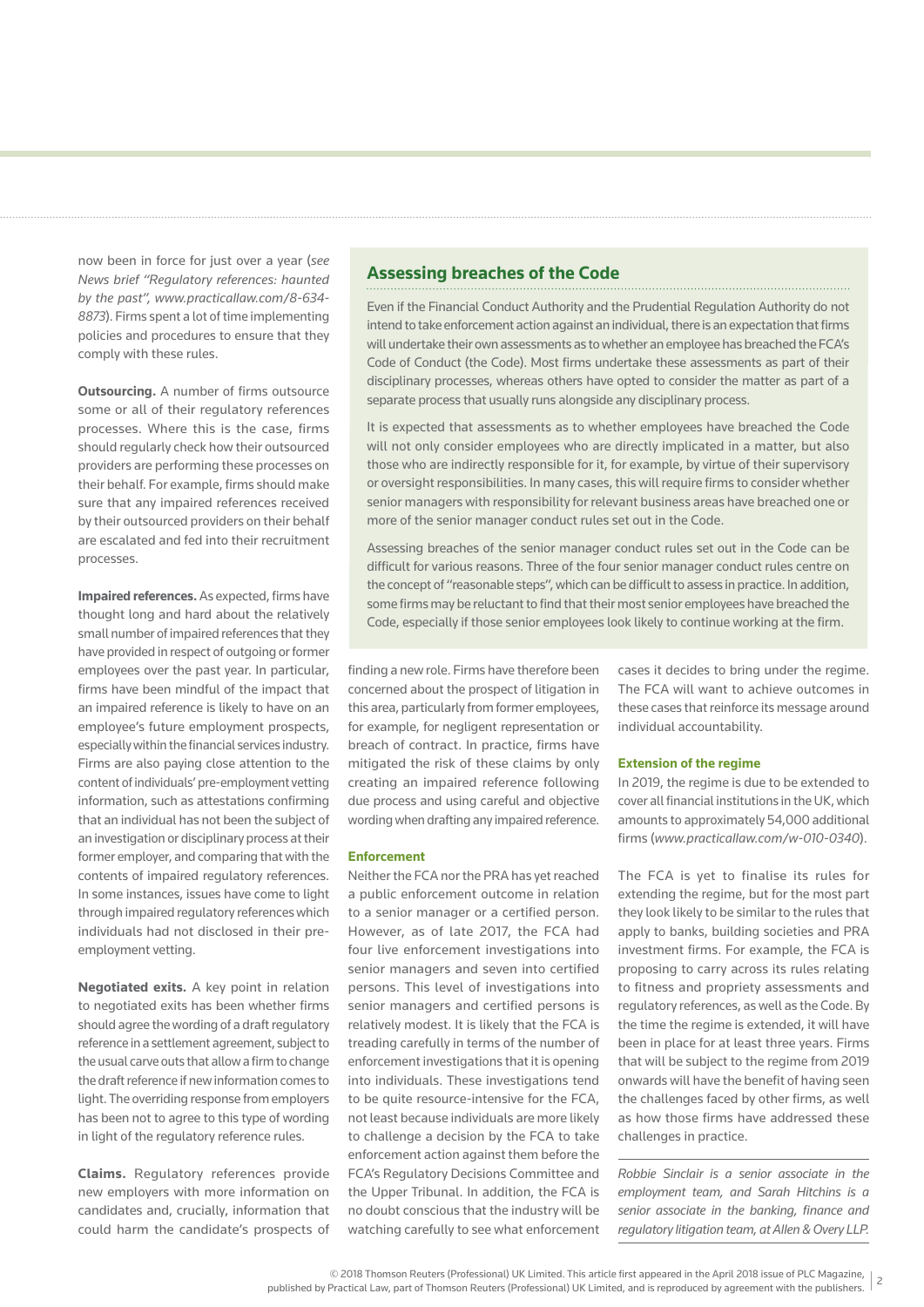now been in force for just over a year (*see News brief "Regulatory references: haunted by the past", www.practicallaw.com/8-634-8873*). Firms spent a lot of time implementing policies and procedures to ensure that they comply with these rules.

**Outsourcing.** A number of firms outsource some or all of their regulatory references processes. Where this is the case, firms should regularly check how their outsourced providers are performing these processes on their behalf. For example, firms should make sure that any impaired references received by their outsourced providers on their behalf are escalated and fed into their recruitment processes.

**Impaired references.** As expected, firms have thought long and hard about the relatively small number of impaired references that they have provided in respect of outgoing or former employees over the past year. In particular, firms have been mindful of the impact that an impaired reference is likely to have on an employee's future employment prospects, especially within the financial services industry. Firms are also paying close attention to the content of individuals' pre-employment vetting information, such as attestations confirming that an individual has not been the subject of an investigation or disciplinary process at their former employer, and comparing that with the contents of impaired regulatory references. In some instances, issues have come to light through impaired regulatory references which individuals had not disclosed in their pre-employment vetting.

**Negotiated exits.** A key point in relation to negotiated exits has been whether firms should agree the wording of a draft regulatory reference in a settlement agreement, subject to the usual carve outs that allow a firm to change the draft reference if new information comes to light. The overriding response from employers has been not to agree to this type of wording in light of the regulatory reference rules.

**Claims.** Regulatory references provide new employers with more information on candidates and, crucially, information that could harm the candidate's prospects of finding a new role. Firms have therefore been concerned about the prospect of litigation in this area, particularly from former employees, for example, for negligent representation or breach of contract. In practice, firms have mitigated the risk of these claims by only creating an impaired reference following due process and using careful and objective wording when drafting any impaired reference.

### Assessing breaches of the Code

Even if the Financial Conduct Authority and the Prudential Regulation Authority do not intend to take enforcement action against an individual, there is an expectation that firms will undertake their own assessments as to whether an employee has breached the FCA's Code of Conduct (the Code). Most firms undertake these assessments as part of their disciplinary processes, whereas others have opted to consider the matter as part of a separate process that usually runs alongside any disciplinary process.

It is expected that assessments as to whether employees have breached the Code will not only consider employees who are directly implicated in a matter, but also those who are indirectly responsible for it, for example, by virtue of their supervisory or oversight responsibilities. In many cases, this will require firms to consider whether senior managers with responsibility for relevant business areas have breached one or more of the senior manager conduct rules set out in the Code.

Assessing breaches of the senior manager conduct rules set out in the Code can be difficult for various reasons. Three of the four senior manager conduct rules centre on the concept of "reasonable steps", which can be difficult to assess in practice. In addition, some firms may be reluctant to find that their most senior employees have breached the Code, especially if those senior employees look likely to continue working at the firm.

### Enforcement

Neither the FCA nor the PRA has yet reached a public enforcement outcome in relation to a senior manager or a certified person. However, as of late 2017, the FCA had four live enforcement investigations into senior managers and seven into certified persons. This level of investigations into senior managers and certified persons is relatively modest. It is likely that the FCA is treading carefully in terms of the number of enforcement investigations that it is opening into individuals. These investigations tend to be quite resource-intensive for the FCA, not least because individuals are more likely to challenge a decision by the FCA to take enforcement action against them before the FCA's Regulatory Decisions Committee and the Upper Tribunal. In addition, the FCA is no doubt conscious that the industry will be watching carefully to see what enforcement cases it decides to bring under the regime. The FCA will want to achieve outcomes in these cases that reinforce its message around individual accountability.

### Extension of the regime

In 2019, the regime is due to be extended to cover all financial institutions in the UK, which amounts to approximately 54,000 additional firms (*www.practicallaw.com/w-010-0340*).

The FCA is yet to finalise its rules for extending the regime, but for the most part they look likely to be similar to the rules that apply to banks, building societies and PRA investment firms. For example, the FCA is proposing to carry across its rules relating to fitness and propriety assessments and regulatory references, as well as the Code. By the time the regime is extended, it will have been in place for at least three years. Firms that will be subject to the regime from 2019 onwards will have the benefit of having seen the challenges faced by other firms, as well as how those firms have addressed these challenges in practice.

---

*Robbie Sinclair is a senior associate in the employment team, and Sarah Hitchins is a senior associate in the banking, finance and regulatory litigation team, at Allen & Overy LLP.*

© 2018 Thomson Reuters (Professional) UK Limited. This article first appeared in the April 2018 issue of PLC Magazine, published by Practical Law, part of Thomson Reuters (Professional) UK Limited, and is reproduced by agreement with the publishers.